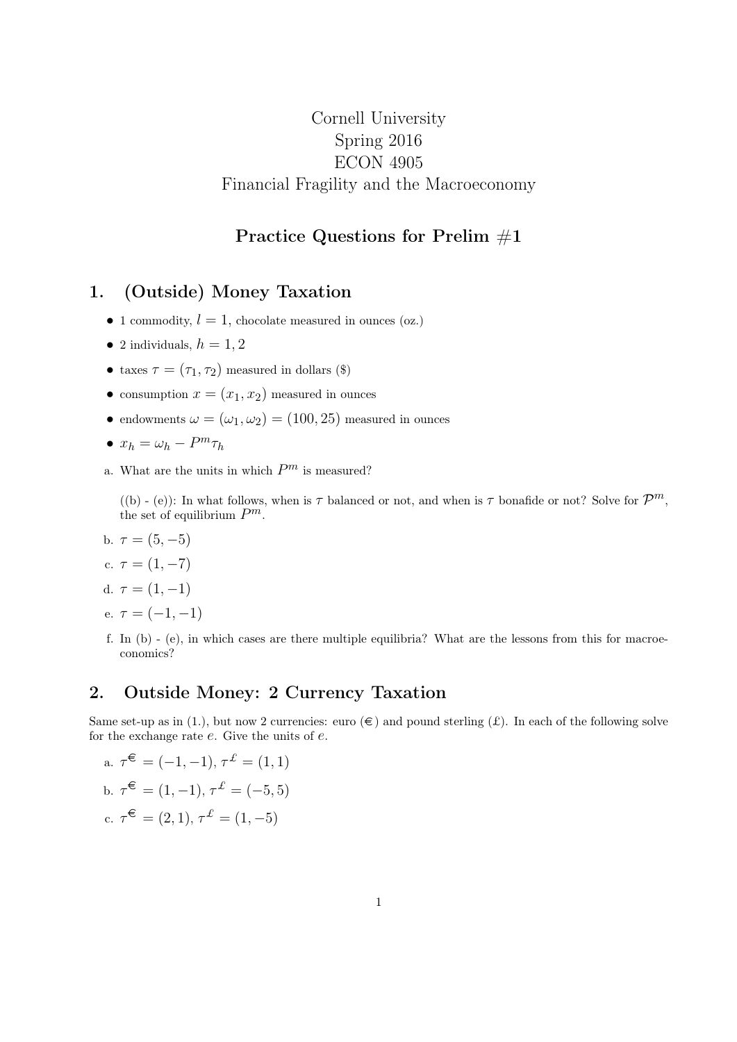Cornell University
Spring 2016
ECON 4905
Financial Fragility and the Macroeconomy

## Practice Questions for Prelim #1

## 1. (Outside) Money Taxation

- 1 commodity, $l = 1$, chocolate measured in ounces (oz.)
- 2 individuals, $h = 1, 2$
- taxes $\tau = (\tau_1, \tau_2)$ measured in dollars (\$)
- consumption $x = (x_1, x_2)$ measured in ounces
- endowments $\omega = (\omega_1, \omega_2) = (100, 25)$ measured in ounces
- $x_h = \omega_h - P^m \tau_h$

a. What are the units in which $P^m$ is measured?

((b) - (e)): In what follows, when is $\tau$ balanced or not, and when is $\tau$ bonafide or not? Solve for $\mathcal{P}^m$, the set of equilibrium $P^m$.

b. $\tau = (5, -5)$

c. $\tau = (1, -7)$

d. $\tau = (1, -1)$

e. $\tau = (-1, -1)$

f. In (b) - (e), in which cases are there multiple equilibria? What are the lessons from this for macroeconomics?

## 2. Outside Money: 2 Currency Taxation

Same set-up as in (1.), but now 2 currencies: euro (€) and pound sterling (£). In each of the following solve for the exchange rate $e$. Give the units of $e$.

a. $\tau^{€} = (-1, -1)$, $\tau^{£} = (1, 1)$

b. $\tau^{€} = (1, -1)$, $\tau^{£} = (-5, 5)$

c. $\tau^{€} = (2, 1)$, $\tau^{£} = (1, -5)$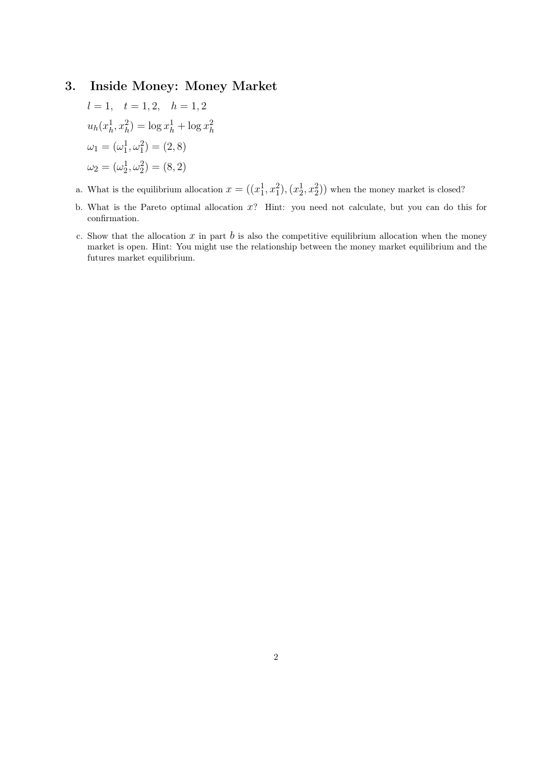## 3. Inside Money: Money Market

$l = 1, \quad t = 1, 2, \quad h = 1, 2$

$u_h(x_h^1, x_h^2) = \log x_h^1 + \log x_h^2$

$\omega_1 = (\omega_1^1, \omega_1^2) = (2, 8)$

$\omega_2 = (\omega_2^1, \omega_2^2) = (8, 2)$

a. What is the equilibrium allocation $x = ((x_1^1, x_1^2), (x_2^1, x_2^2))$ when the money market is closed?

b. What is the Pareto optimal allocation $x$? Hint: you need not calculate, but you can do this for confirmation.

c. Show that the allocation $x$ in part $b$ is also the competitive equilibrium allocation when the money market is open. Hint: You might use the relationship between the money market equilibrium and the futures market equilibrium.